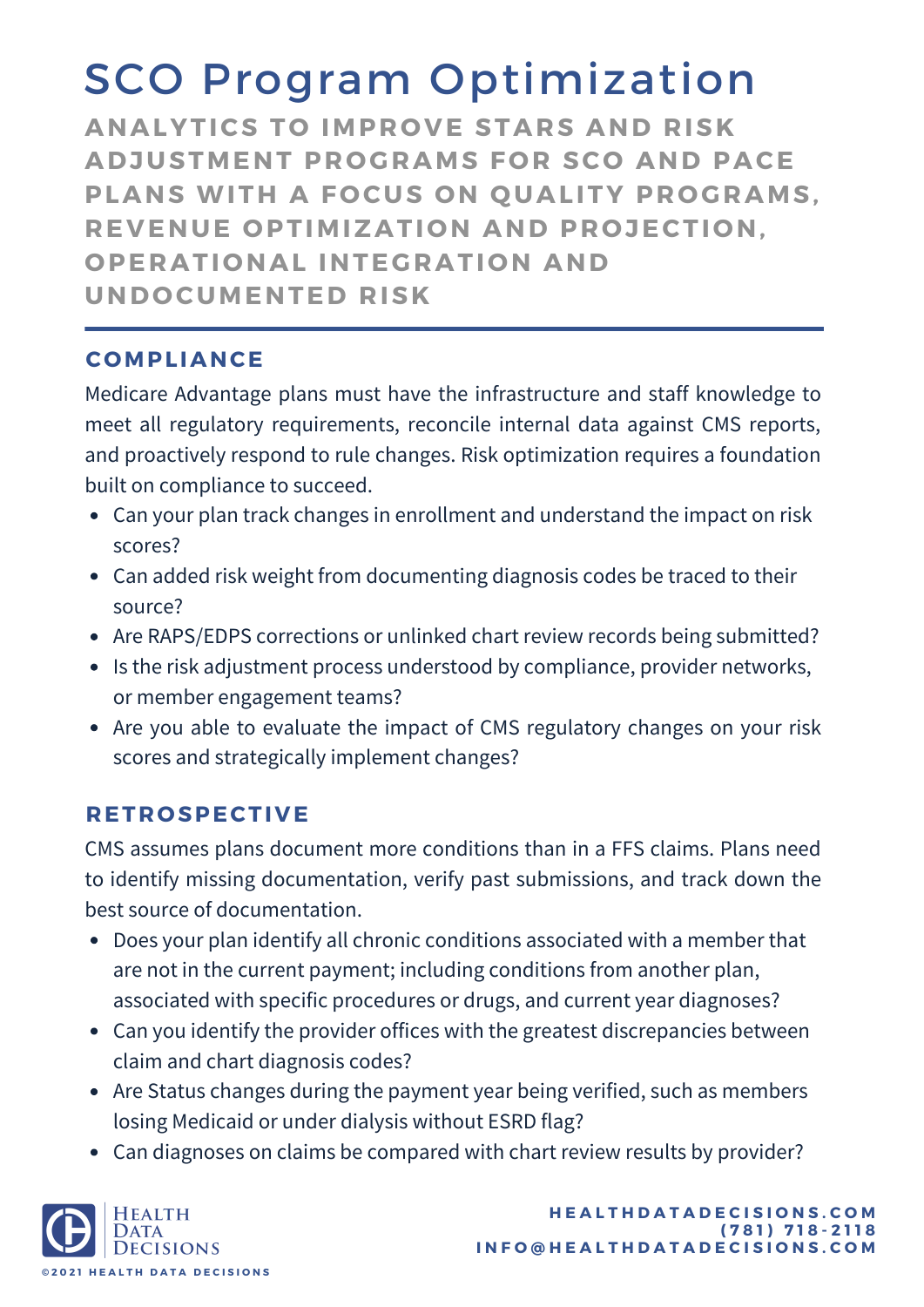# SCO Program Optimization

## ANALYTICS TO IMPROVE STARS AND RISK ADJUSTMENT PROGRAMS FOR SCO AND PACE PLANS WITH A FOCUS ON QUALITY PROGRAMS, REVENUE OPTIMIZATION AND PROJECTION, OPERATIONAL INTEGRATION AND UNDOCUMENTED RISK

### COMPLIANCE

Medicare Advantage plans must have the infrastructure and staff knowledge to meet all regulatory requirements, reconcile internal data against CMS reports, and proactively respond to rule changes. Risk optimization requires a foundation built on compliance to succeed.

- Can your plan track changes in enrollment and understand the impact on risk scores?
- Can added risk weight from documenting diagnosis codes be traced to their source?
- Are RAPS/EDPS corrections or unlinked chart review records being submitted?
- Is the risk adjustment process understood by compliance, provider networks, or member engagement teams?
- Are you able to evaluate the impact of CMS regulatory changes on your risk scores and strategically implement changes?

### RETROSPECTIVE

CMS assumes plans document more conditions than in a FFS claims. Plans need to identify missing documentation, verify past submissions, and track down the best source of documentation.

- Does your plan identify all chronic conditions associated with a member that are not in the current payment; including conditions from another plan, associated with specific procedures or drugs, and current year diagnoses?
- Can you identify the provider offices with the greatest discrepancies between claim and chart diagnosis codes?
- Are Status changes during the payment year being verified, such as members losing Medicaid or under dialysis without ESRD flag?
- Can diagnoses on claims be compared with chart review results by provider?

Health Data Decisions

©2021 HEALTH DATA DECISIONS

HEALTHDATADECISIONS.COM
(781) 718-2118
INFO@HEALTHDATADECISIONS.COM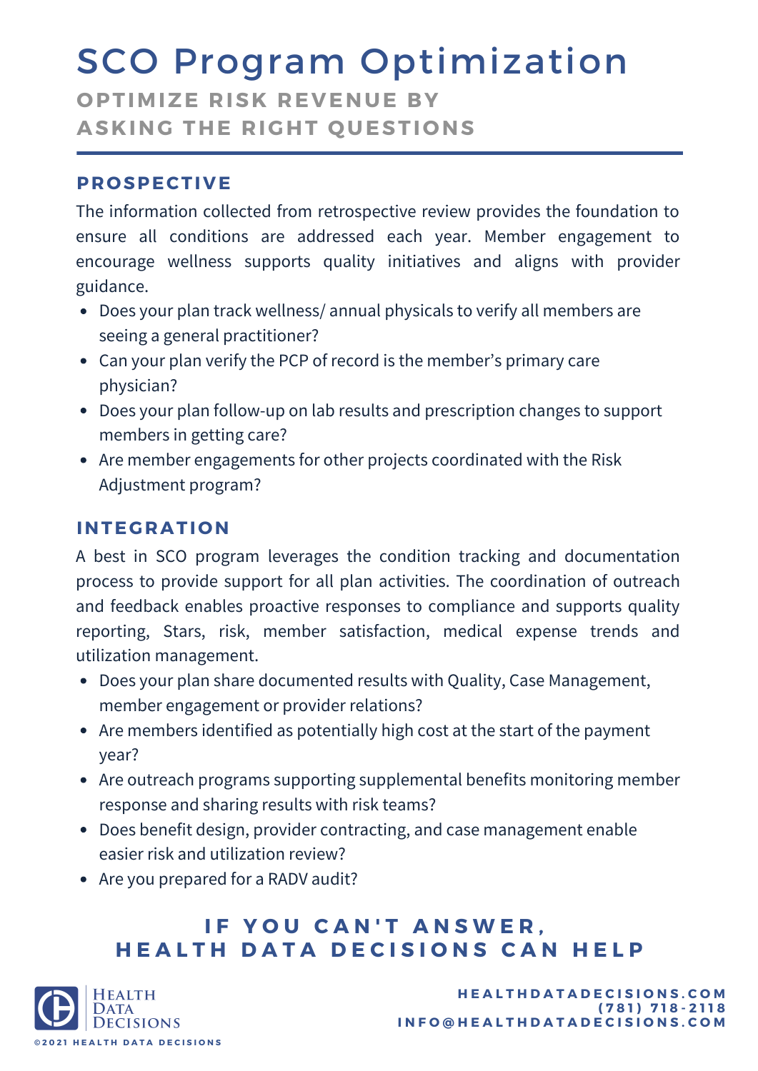# SCO Program Optimization

## OPTIMIZE RISK REVENUE BY ASKING THE RIGHT QUESTIONS

### PROSPECTIVE

The information collected from retrospective review provides the foundation to ensure all conditions are addressed each year. Member engagement to encourage wellness supports quality initiatives and aligns with provider guidance.

- Does your plan track wellness/ annual physicals to verify all members are seeing a general practitioner?
- Can your plan verify the PCP of record is the member's primary care physician?
- Does your plan follow-up on lab results and prescription changes to support members in getting care?
- Are member engagements for other projects coordinated with the Risk Adjustment program?

### INTEGRATION

A best in SCO program leverages the condition tracking and documentation process to provide support for all plan activities. The coordination of outreach and feedback enables proactive responses to compliance and supports quality reporting, Stars, risk, member satisfaction, medical expense trends and utilization management.

- Does your plan share documented results with Quality, Case Management, member engagement or provider relations?
- Are members identified as potentially high cost at the start of the payment year?
- Are outreach programs supporting supplemental benefits monitoring member response and sharing results with risk teams?
- Does benefit design, provider contracting, and case management enable easier risk and utilization review?
- Are you prepared for a RADV audit?

**IF YOU CAN'T ANSWER, HEALTH DATA DECISIONS CAN HELP**

Health Data Decisions

HEALTHDATADECISIONS.COM
(781) 718-2118
INFO@HEALTHDATADECISIONS.COM

©2021 HEALTH DATA DECISIONS